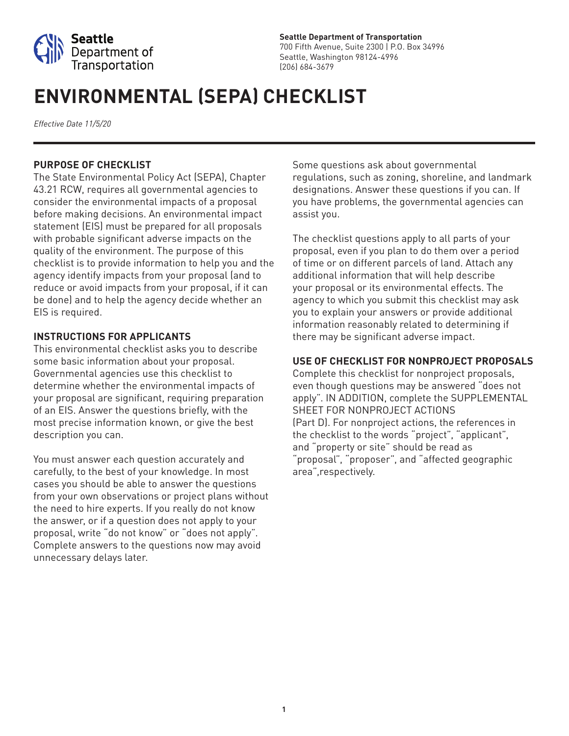Seattle Department of Transportation

**Seattle Department of Transportation**
700 Fifth Avenue, Suite 2300 | P.O. Box 34996
Seattle, Washington 98124-4996
(206) 684-3679

# ENVIRONMENTAL (SEPA) CHECKLIST

*Effective Date 11/5/20*

---

### PURPOSE OF CHECKLIST

The State Environmental Policy Act (SEPA), Chapter 43.21 RCW, requires all governmental agencies to consider the environmental impacts of a proposal before making decisions. An environmental impact statement (EIS) must be prepared for all proposals with probable significant adverse impacts on the quality of the environment. The purpose of this checklist is to provide information to help you and the agency identify impacts from your proposal (and to reduce or avoid impacts from your proposal, if it can be done) and to help the agency decide whether an EIS is required.

### INSTRUCTIONS FOR APPLICANTS

This environmental checklist asks you to describe some basic information about your proposal. Governmental agencies use this checklist to determine whether the environmental impacts of your proposal are significant, requiring preparation of an EIS. Answer the questions briefly, with the most precise information known, or give the best description you can.

You must answer each question accurately and carefully, to the best of your knowledge. In most cases you should be able to answer the questions from your own observations or project plans without the need to hire experts. If you really do not know the answer, or if a question does not apply to your proposal, write "do not know" or "does not apply". Complete answers to the questions now may avoid unnecessary delays later.

Some questions ask about governmental regulations, such as zoning, shoreline, and landmark designations. Answer these questions if you can. If you have problems, the governmental agencies can assist you.

The checklist questions apply to all parts of your proposal, even if you plan to do them over a period of time or on different parcels of land. Attach any additional information that will help describe your proposal or its environmental effects. The agency to which you submit this checklist may ask you to explain your answers or provide additional information reasonably related to determining if there may be significant adverse impact.

### USE OF CHECKLIST FOR NONPROJECT PROPOSALS

Complete this checklist for nonproject proposals, even though questions may be answered "does not apply". IN ADDITION, complete the SUPPLEMENTAL SHEET FOR NONPROJECT ACTIONS (Part D). For nonproject actions, the references in the checklist to the words "project", "applicant", and "property or site" should be read as "proposal", "proposer", and "affected geographic area",respectively.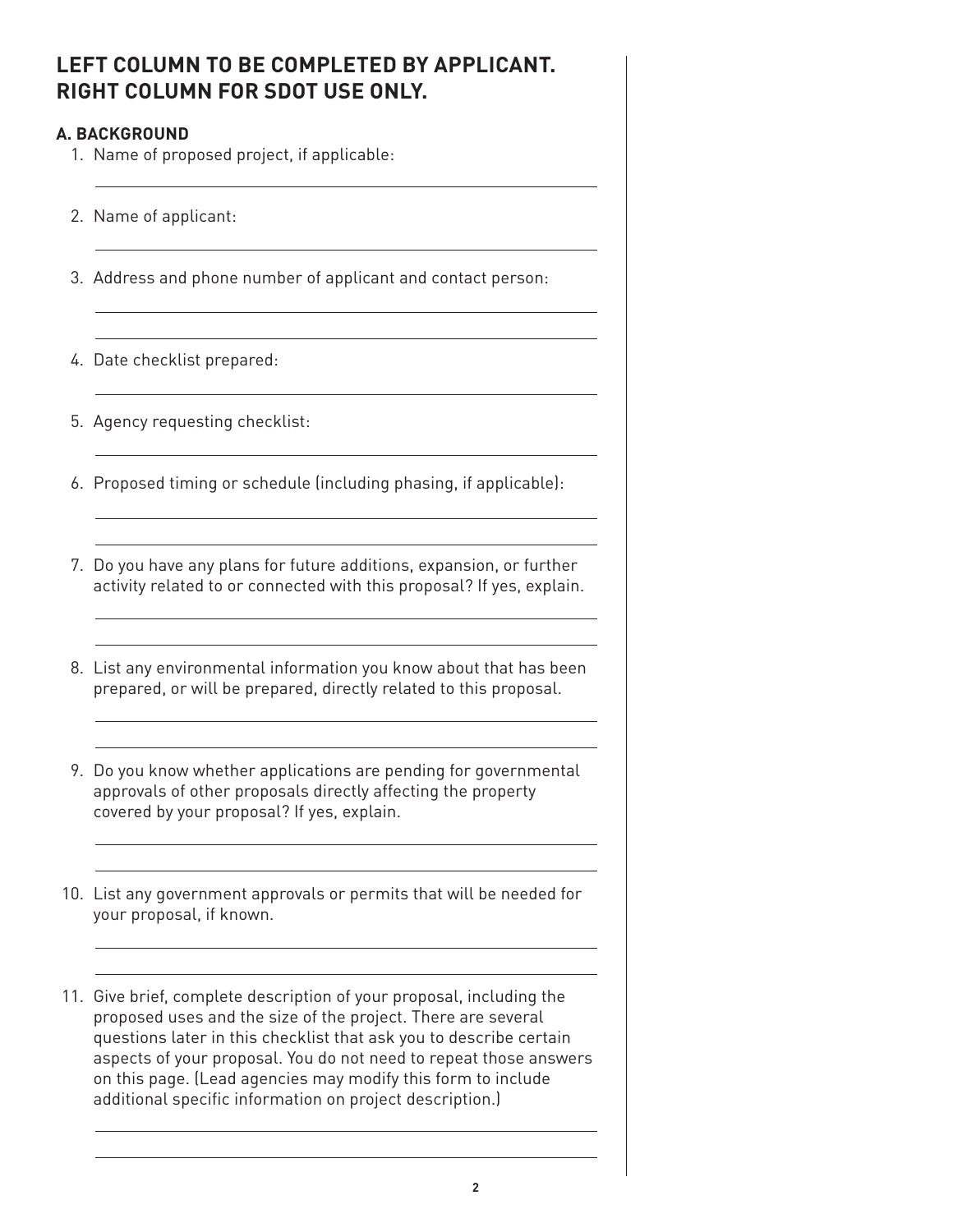## LEFT COLUMN TO BE COMPLETED BY APPLICANT. RIGHT COLUMN FOR SDOT USE ONLY.

### A. BACKGROUND

1. Name of proposed project, if applicable:

2. Name of applicant:

3. Address and phone number of applicant and contact person:

4. Date checklist prepared:

5. Agency requesting checklist:

6. Proposed timing or schedule (including phasing, if applicable):

7. Do you have any plans for future additions, expansion, or further activity related to or connected with this proposal? If yes, explain.

8. List any environmental information you know about that has been prepared, or will be prepared, directly related to this proposal.

9. Do you know whether applications are pending for governmental approvals of other proposals directly affecting the property covered by your proposal? If yes, explain.

10. List any government approvals or permits that will be needed for your proposal, if known.

11. Give brief, complete description of your proposal, including the proposed uses and the size of the project. There are several questions later in this checklist that ask you to describe certain aspects of your proposal. You do not need to repeat those answers on this page. (Lead agencies may modify this form to include additional specific information on project description.)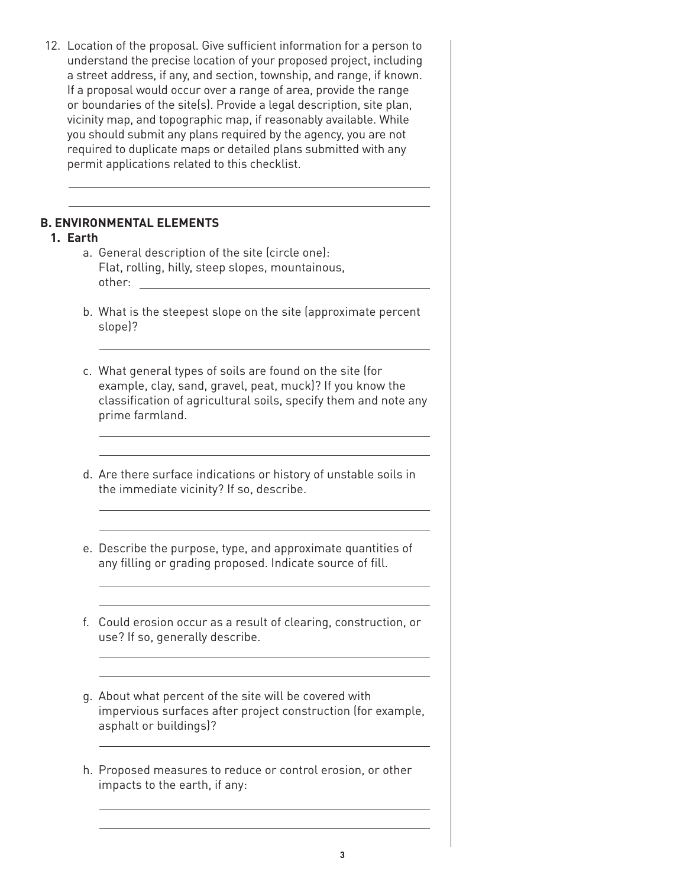12. Location of the proposal. Give sufficient information for a person to understand the precise location of your proposed project, including a street address, if any, and section, township, and range, if known. If a proposal would occur over a range of area, provide the range or boundaries of the site(s). Provide a legal description, site plan, vicinity map, and topographic map, if reasonably available. While you should submit any plans required by the agency, you are not required to duplicate maps or detailed plans submitted with any permit applications related to this checklist.

## B. ENVIRONMENTAL ELEMENTS

### 1. Earth

a. General description of the site (circle one): Flat, rolling, hilly, steep slopes, mountainous, other: ______

b. What is the steepest slope on the site (approximate percent slope)?

c. What general types of soils are found on the site (for example, clay, sand, gravel, peat, muck)? If you know the classification of agricultural soils, specify them and note any prime farmland.

d. Are there surface indications or history of unstable soils in the immediate vicinity? If so, describe.

e. Describe the purpose, type, and approximate quantities of any filling or grading proposed. Indicate source of fill.

f. Could erosion occur as a result of clearing, construction, or use? If so, generally describe.

g. About what percent of the site will be covered with impervious surfaces after project construction (for example, asphalt or buildings)?

h. Proposed measures to reduce or control erosion, or other impacts to the earth, if any: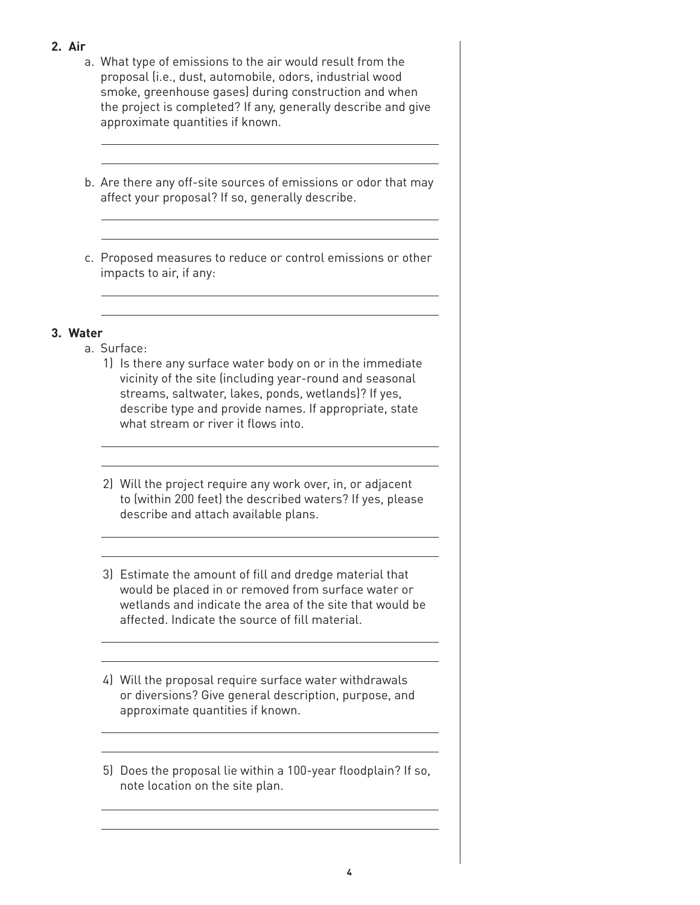**2. Air**

a. What type of emissions to the air would result from the proposal (i.e., dust, automobile, odors, industrial wood smoke, greenhouse gases) during construction and when the project is completed? If any, generally describe and give approximate quantities if known.

b. Are there any off-site sources of emissions or odor that may affect your proposal? If so, generally describe.

c. Proposed measures to reduce or control emissions or other impacts to air, if any:

**3. Water**

a. Surface:

1) Is there any surface water body on or in the immediate vicinity of the site (including year-round and seasonal streams, saltwater, lakes, ponds, wetlands)? If yes, describe type and provide names. If appropriate, state what stream or river it flows into.

2) Will the project require any work over, in, or adjacent to (within 200 feet) the described waters? If yes, please describe and attach available plans.

3) Estimate the amount of fill and dredge material that would be placed in or removed from surface water or wetlands and indicate the area of the site that would be affected. Indicate the source of fill material.

4) Will the proposal require surface water withdrawals or diversions? Give general description, purpose, and approximate quantities if known.

5) Does the proposal lie within a 100-year floodplain? If so, note location on the site plan.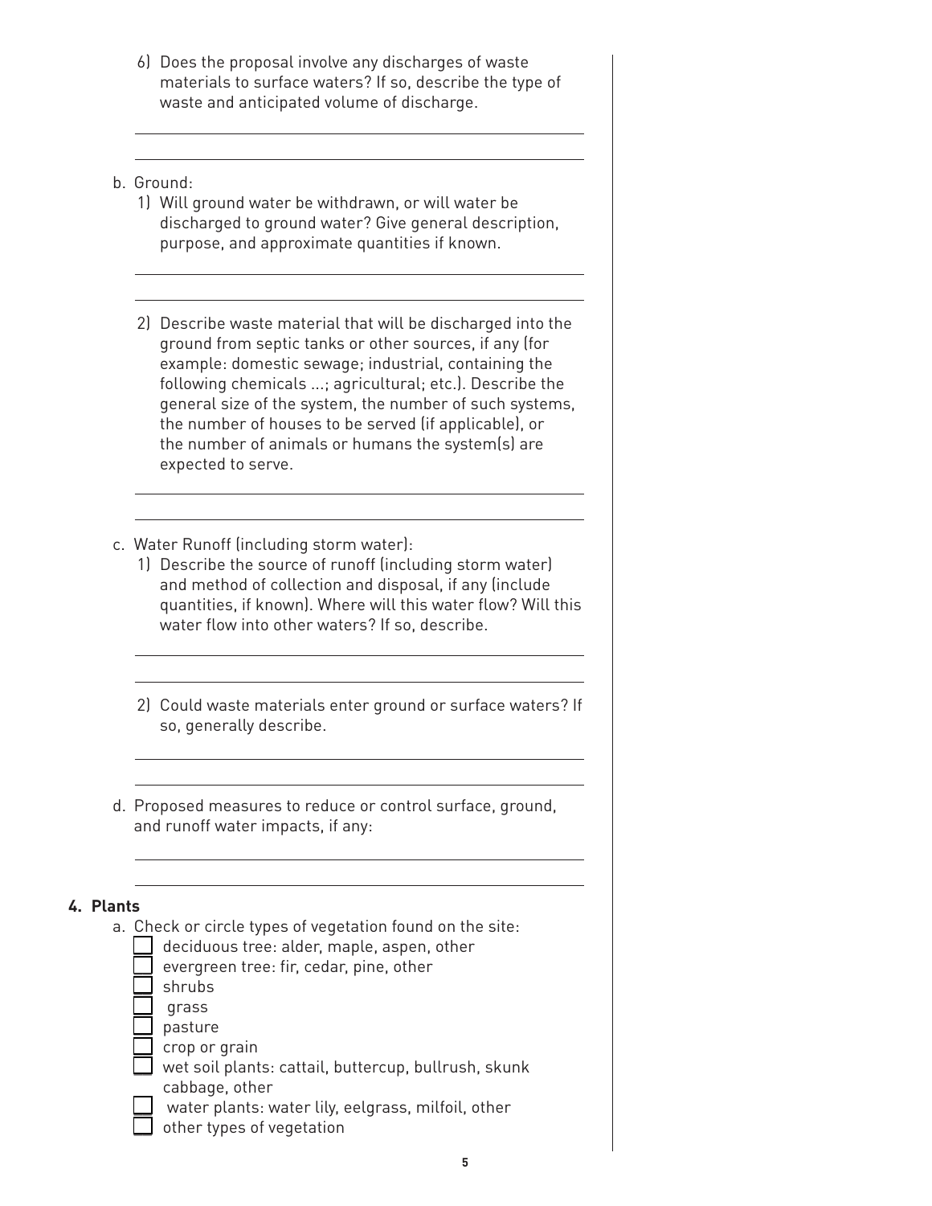6) Does the proposal involve any discharges of waste materials to surface waters? If so, describe the type of waste and anticipated volume of discharge.

b. Ground:

1) Will ground water be withdrawn, or will water be discharged to ground water? Give general description, purpose, and approximate quantities if known.

2) Describe waste material that will be discharged into the ground from septic tanks or other sources, if any (for example: domestic sewage; industrial, containing the following chemicals ...; agricultural; etc.). Describe the general size of the system, the number of such systems, the number of houses to be served (if applicable), or the number of animals or humans the system(s) are expected to serve.

c. Water Runoff (including storm water):

1) Describe the source of runoff (including storm water) and method of collection and disposal, if any (include quantities, if known). Where will this water flow? Will this water flow into other waters? If so, describe.

2) Could waste materials enter ground or surface waters? If so, generally describe.

d. Proposed measures to reduce or control surface, ground, and runoff water impacts, if any:

## 4. Plants

a. Check or circle types of vegetation found on the site:

- [ ] deciduous tree: alder, maple, aspen, other
- [ ] evergreen tree: fir, cedar, pine, other
- [ ] shrubs
- [ ] grass
- [ ] pasture
- [ ] crop or grain
- [ ] wet soil plants: cattail, buttercup, bullrush, skunk cabbage, other
- [ ] water plants: water lily, eelgrass, milfoil, other
- [ ] other types of vegetation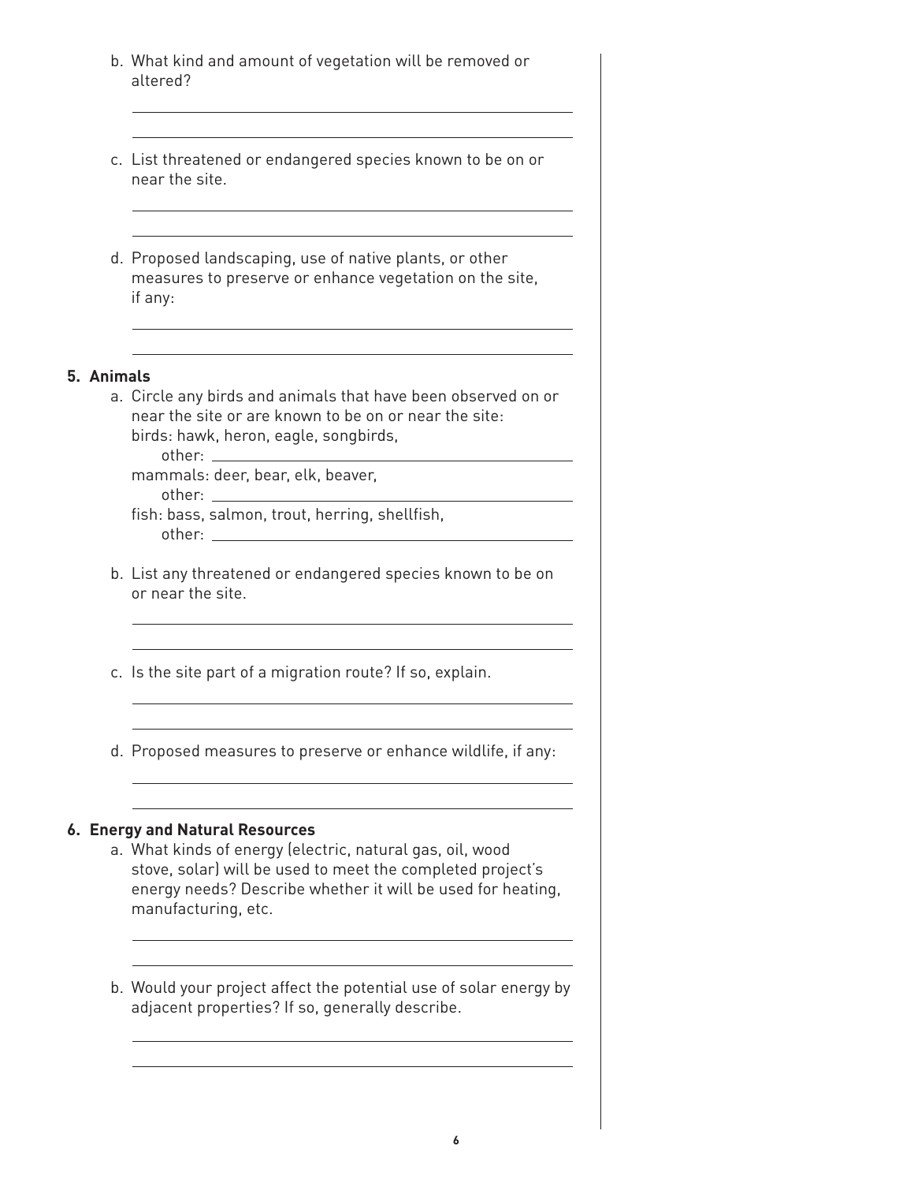b. What kind and amount of vegetation will be removed or altered?

c. List threatened or endangered species known to be on or near the site.

d. Proposed landscaping, use of native plants, or other measures to preserve or enhance vegetation on the site, if any:

## 5. Animals

a. Circle any birds and animals that have been observed on or near the site or are known to be on or near the site:

birds: hawk, heron, eagle, songbirds,
other: ______

mammals: deer, bear, elk, beaver,
other: ______

fish: bass, salmon, trout, herring, shellfish,
other: ______

b. List any threatened or endangered species known to be on or near the site.

c. Is the site part of a migration route? If so, explain.

d. Proposed measures to preserve or enhance wildlife, if any:

## 6. Energy and Natural Resources

a. What kinds of energy (electric, natural gas, oil, wood stove, solar) will be used to meet the completed project's energy needs? Describe whether it will be used for heating, manufacturing, etc.

b. Would your project affect the potential use of solar energy by adjacent properties? If so, generally describe.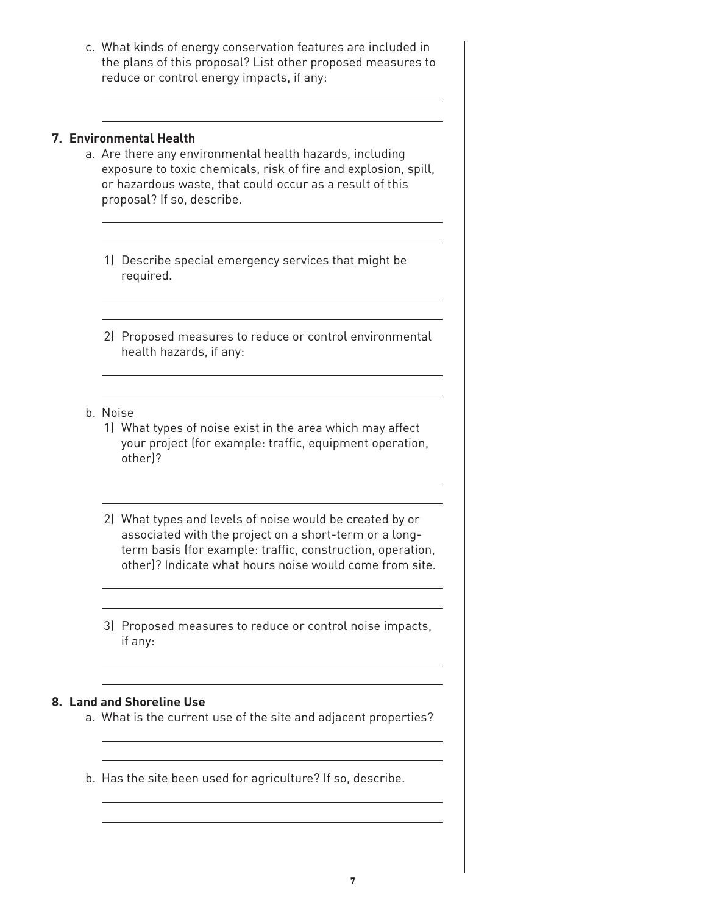c. What kinds of energy conservation features are included in the plans of this proposal? List other proposed measures to reduce or control energy impacts, if any:

### 7. Environmental Health

a. Are there any environmental health hazards, including exposure to toxic chemicals, risk of fire and explosion, spill, or hazardous waste, that could occur as a result of this proposal? If so, describe.

1) Describe special emergency services that might be required.

2) Proposed measures to reduce or control environmental health hazards, if any:

b. Noise

1) What types of noise exist in the area which may affect your project (for example: traffic, equipment operation, other)?

2) What types and levels of noise would be created by or associated with the project on a short-term or a long-term basis (for example: traffic, construction, operation, other)? Indicate what hours noise would come from site.

3) Proposed measures to reduce or control noise impacts, if any:

### 8. Land and Shoreline Use

a. What is the current use of the site and adjacent properties?

b. Has the site been used for agriculture? If so, describe.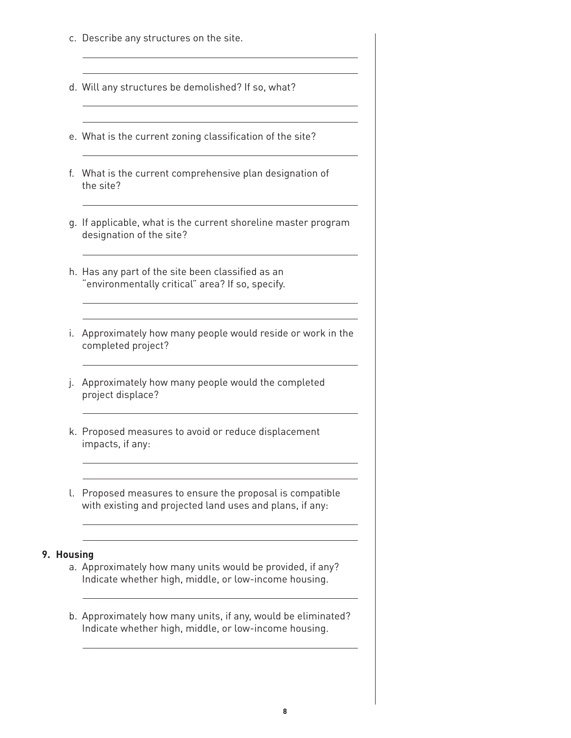c. Describe any structures on the site.

d. Will any structures be demolished? If so, what?

e. What is the current zoning classification of the site?

f. What is the current comprehensive plan designation of the site?

g. If applicable, what is the current shoreline master program designation of the site?

h. Has any part of the site been classified as an "environmentally critical" area? If so, specify.

i. Approximately how many people would reside or work in the completed project?

j. Approximately how many people would the completed project displace?

k. Proposed measures to avoid or reduce displacement impacts, if any:

l. Proposed measures to ensure the proposal is compatible with existing and projected land uses and plans, if any:

**9. Housing**

a. Approximately how many units would be provided, if any? Indicate whether high, middle, or low-income housing.

b. Approximately how many units, if any, would be eliminated? Indicate whether high, middle, or low-income housing.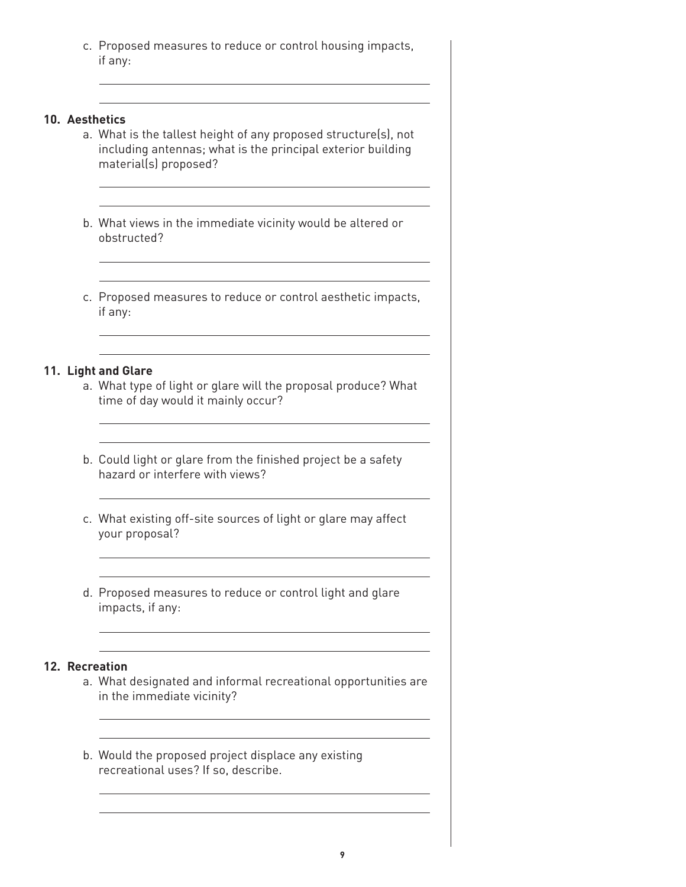c. Proposed measures to reduce or control housing impacts, if any:

## 10. Aesthetics

a. What is the tallest height of any proposed structure(s), not including antennas; what is the principal exterior building material(s) proposed?

b. What views in the immediate vicinity would be altered or obstructed?

c. Proposed measures to reduce or control aesthetic impacts, if any:

## 11. Light and Glare

a. What type of light or glare will the proposal produce? What time of day would it mainly occur?

b. Could light or glare from the finished project be a safety hazard or interfere with views?

c. What existing off-site sources of light or glare may affect your proposal?

d. Proposed measures to reduce or control light and glare impacts, if any:

## 12. Recreation

a. What designated and informal recreational opportunities are in the immediate vicinity?

b. Would the proposed project displace any existing recreational uses? If so, describe.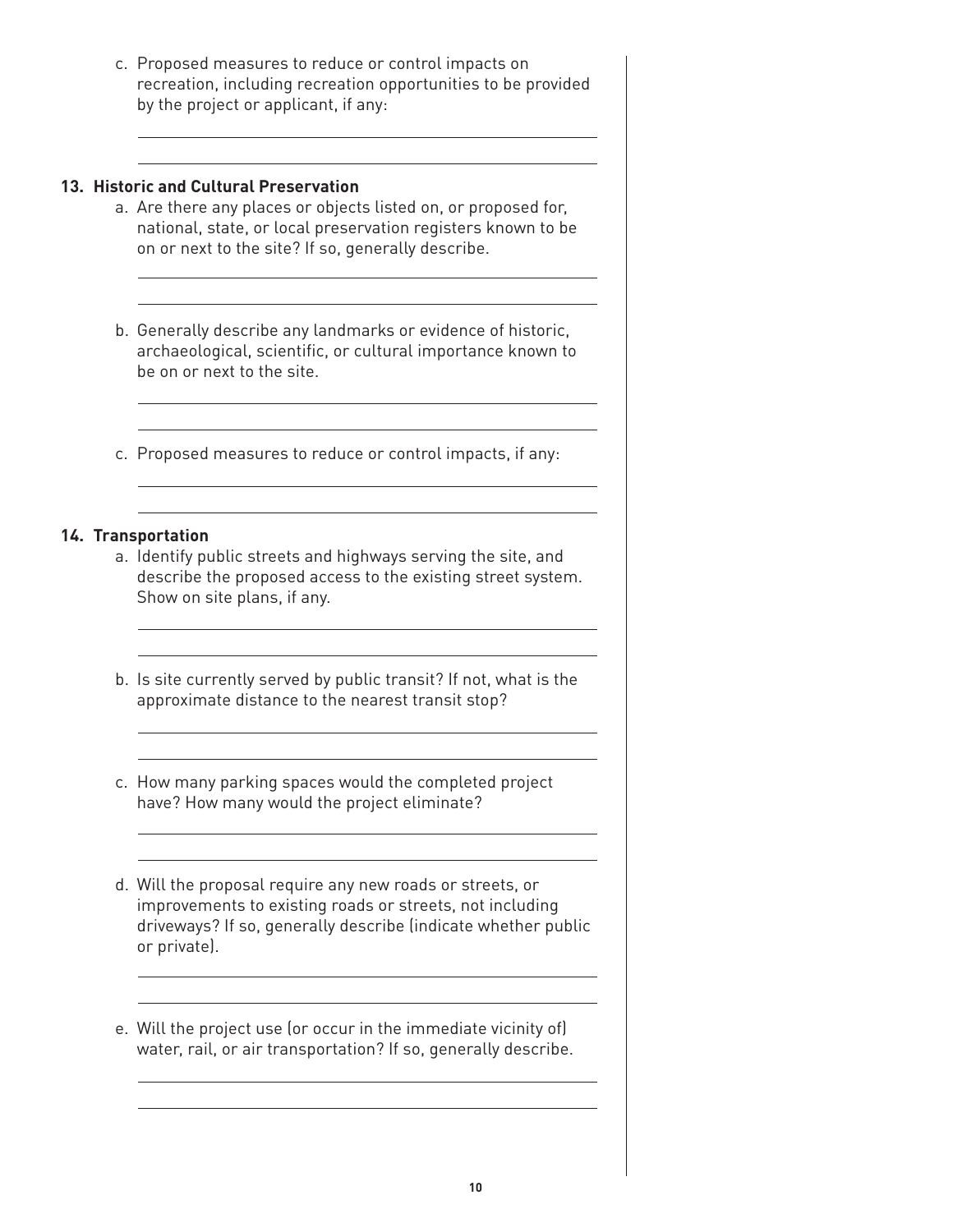c. Proposed measures to reduce or control impacts on recreation, including recreation opportunities to be provided by the project or applicant, if any:

### 13. Historic and Cultural Preservation

a. Are there any places or objects listed on, or proposed for, national, state, or local preservation registers known to be on or next to the site? If so, generally describe.

b. Generally describe any landmarks or evidence of historic, archaeological, scientific, or cultural importance known to be on or next to the site.

c. Proposed measures to reduce or control impacts, if any:

### 14. Transportation

a. Identify public streets and highways serving the site, and describe the proposed access to the existing street system. Show on site plans, if any.

b. Is site currently served by public transit? If not, what is the approximate distance to the nearest transit stop?

c. How many parking spaces would the completed project have? How many would the project eliminate?

d. Will the proposal require any new roads or streets, or improvements to existing roads or streets, not including driveways? If so, generally describe (indicate whether public or private).

e. Will the project use (or occur in the immediate vicinity of) water, rail, or air transportation? If so, generally describe.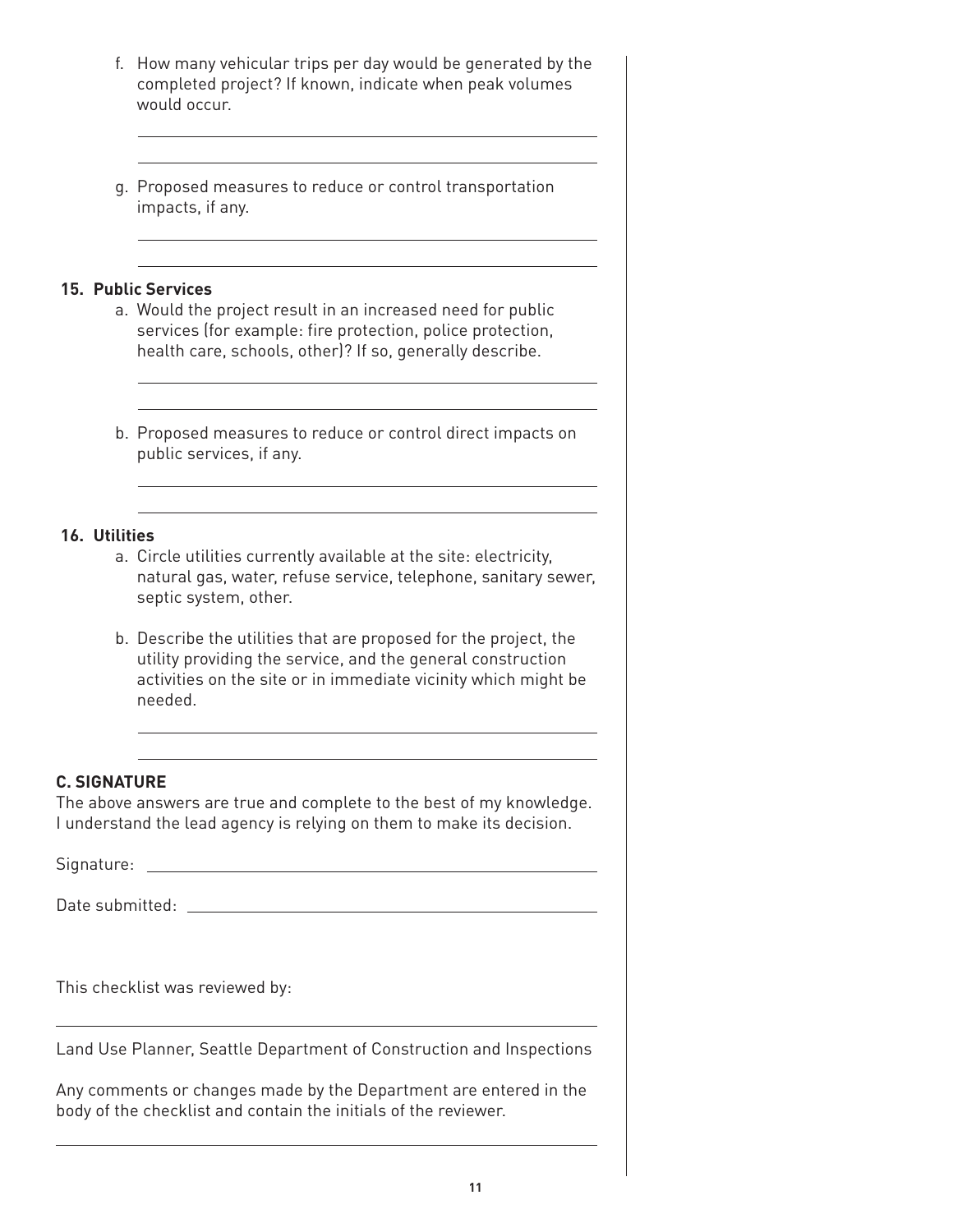f. How many vehicular trips per day would be generated by the completed project? If known, indicate when peak volumes would occur.

g. Proposed measures to reduce or control transportation impacts, if any.

**15. Public Services**

a. Would the project result in an increased need for public services (for example: fire protection, police protection, health care, schools, other)? If so, generally describe.

b. Proposed measures to reduce or control direct impacts on public services, if any.

**16. Utilities**

a. Circle utilities currently available at the site: electricity, natural gas, water, refuse service, telephone, sanitary sewer, septic system, other.

b. Describe the utilities that are proposed for the project, the utility providing the service, and the general construction activities on the site or in immediate vicinity which might be needed.

**C. SIGNATURE**

The above answers are true and complete to the best of my knowledge. I understand the lead agency is relying on them to make its decision.

Signature: \_\_\_\_\_\_\_\_\_\_\_\_\_\_\_\_\_\_\_\_\_\_\_\_\_\_\_\_\_\_

Date submitted: \_\_\_\_\_\_\_\_\_\_\_\_\_\_\_\_\_\_\_\_\_\_\_\_\_\_\_\_\_\_

This checklist was reviewed by:

Land Use Planner, Seattle Department of Construction and Inspections

Any comments or changes made by the Department are entered in the body of the checklist and contain the initials of the reviewer.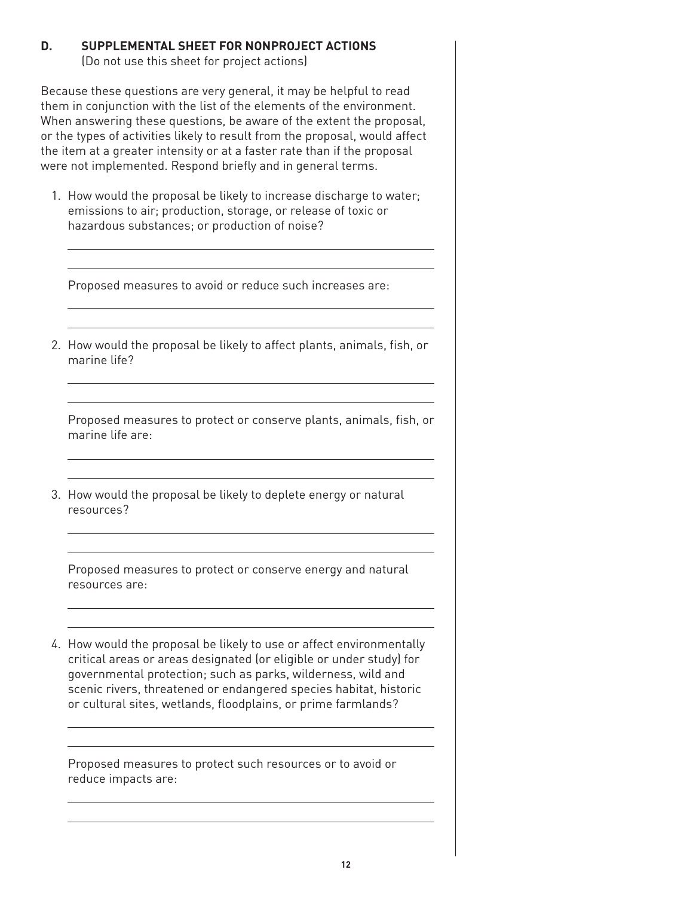## D. SUPPLEMENTAL SHEET FOR NONPROJECT ACTIONS

(Do not use this sheet for project actions)

Because these questions are very general, it may be helpful to read them in conjunction with the list of the elements of the environment. When answering these questions, be aware of the extent the proposal, or the types of activities likely to result from the proposal, would affect the item at a greater intensity or at a faster rate than if the proposal were not implemented. Respond briefly and in general terms.

1. How would the proposal be likely to increase discharge to water; emissions to air; production, storage, or release of toxic or hazardous substances; or production of noise?

   Proposed measures to avoid or reduce such increases are:

2. How would the proposal be likely to affect plants, animals, fish, or marine life?

   Proposed measures to protect or conserve plants, animals, fish, or marine life are:

3. How would the proposal be likely to deplete energy or natural resources?

   Proposed measures to protect or conserve energy and natural resources are:

4. How would the proposal be likely to use or affect environmentally critical areas or areas designated (or eligible or under study) for governmental protection; such as parks, wilderness, wild and scenic rivers, threatened or endangered species habitat, historic or cultural sites, wetlands, floodplains, or prime farmlands?

   Proposed measures to protect such resources or to avoid or reduce impacts are: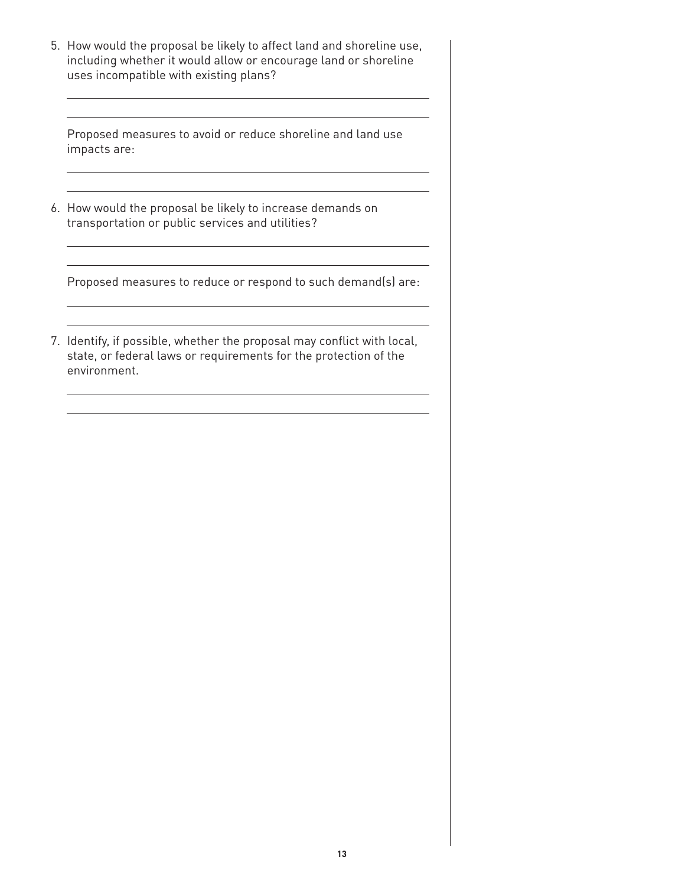5. How would the proposal be likely to affect land and shoreline use, including whether it would allow or encourage land or shoreline uses incompatible with existing plans?

   Proposed measures to avoid or reduce shoreline and land use impacts are:

6. How would the proposal be likely to increase demands on transportation or public services and utilities?

   Proposed measures to reduce or respond to such demand(s) are:

7. Identify, if possible, whether the proposal may conflict with local, state, or federal laws or requirements for the protection of the environment.